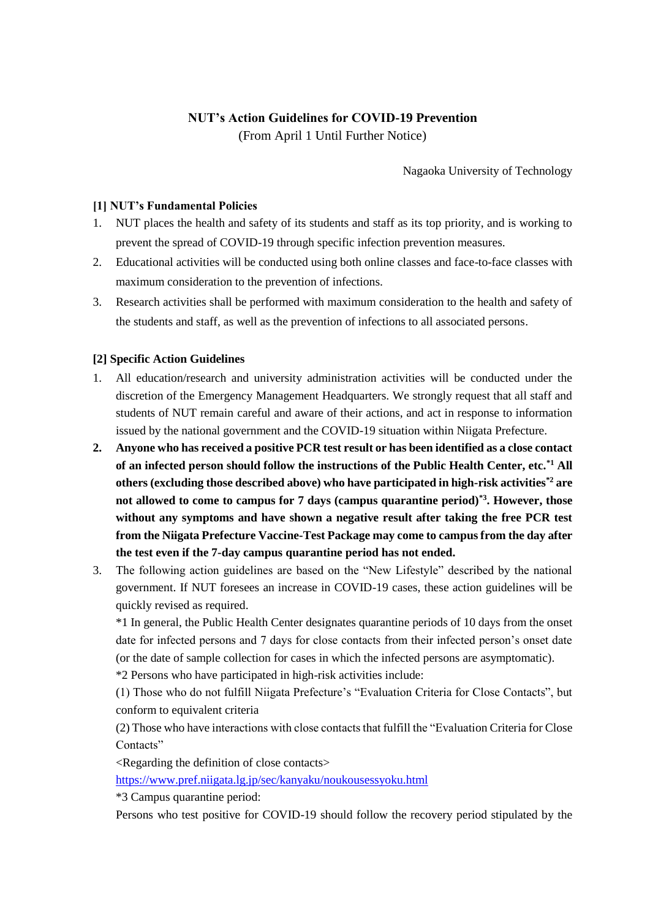# NUT's Action Guidelines for COVID-19 Prevention

(From April 1 Until Further Notice)

Nagaoka University of Technology

## [1] NUT's Fundamental Policies

1. NUT places the health and safety of its students and staff as its top priority, and is working to prevent the spread of COVID-19 through specific infection prevention measures.
2. Educational activities will be conducted using both online classes and face-to-face classes with maximum consideration to the prevention of infections.
3. Research activities shall be performed with maximum consideration to the health and safety of the students and staff, as well as the prevention of infections to all associated persons.

## [2] Specific Action Guidelines

1. All education/research and university administration activities will be conducted under the discretion of the Emergency Management Headquarters. We strongly request that all staff and students of NUT remain careful and aware of their actions, and act in response to information issued by the national government and the COVID-19 situation within Niigata Prefecture.
2. **Anyone who has received a positive PCR test result or has been identified as a close contact of an infected person should follow the instructions of the Public Health Center, etc.[*1] All others (excluding those described above) who have participated in high-risk activities[*2] are not allowed to come to campus for 7 days (campus quarantine period)[*3]. However, those without any symptoms and have shown a negative result after taking the free PCR test from the Niigata Prefecture Vaccine-Test Package may come to campus from the day after the test even if the 7-day campus quarantine period has not ended.**
3. The following action guidelines are based on the "New Lifestyle" described by the national government. If NUT foresees an increase in COVID-19 cases, these action guidelines will be quickly revised as required.

   *1 In general, the Public Health Center designates quarantine periods of 10 days from the onset date for infected persons and 7 days for close contacts from their infected person's onset date (or the date of sample collection for cases in which the infected persons are asymptomatic).

   *2 Persons who have participated in high-risk activities include:

   (1) Those who do not fulfill Niigata Prefecture's "Evaluation Criteria for Close Contacts", but conform to equivalent criteria

   (2) Those who have interactions with close contacts that fulfill the "Evaluation Criteria for Close Contacts"

   <Regarding the definition of close contacts>

   https://www.pref.niigata.lg.jp/sec/kanyaku/noukousessyoku.html

   *3 Campus quarantine period:

   Persons who test positive for COVID-19 should follow the recovery period stipulated by the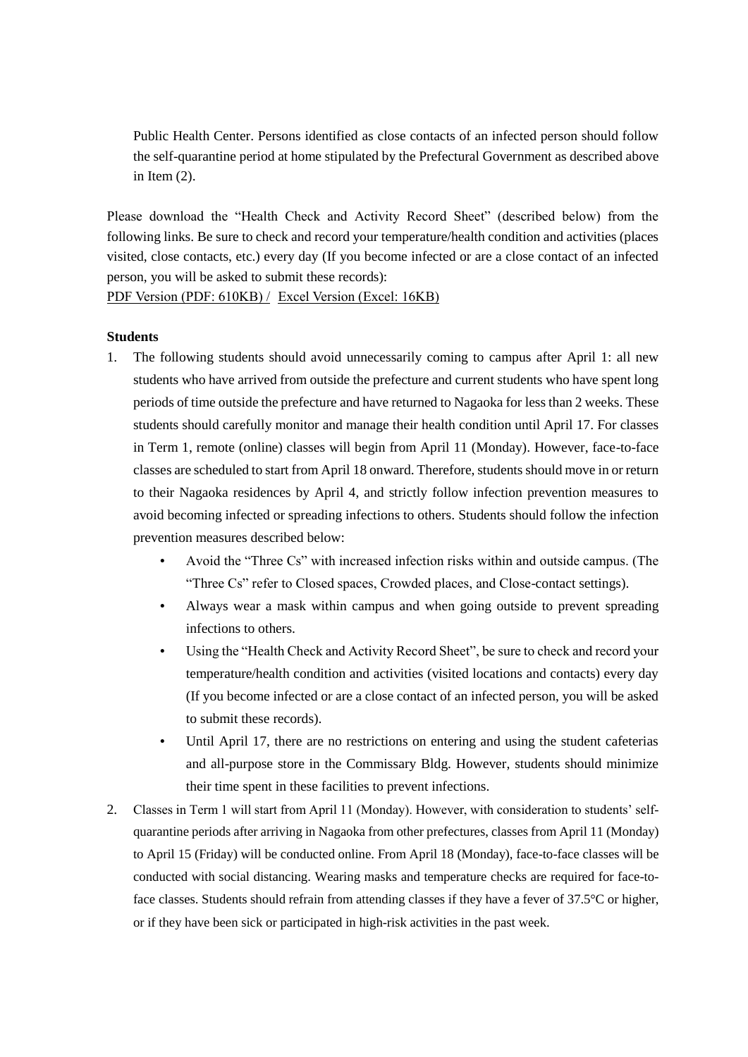Public Health Center. Persons identified as close contacts of an infected person should follow the self-quarantine period at home stipulated by the Prefectural Government as described above in Item (2).

Please download the "Health Check and Activity Record Sheet" (described below) from the following links. Be sure to check and record your temperature/health condition and activities (places visited, close contacts, etc.) every day (If you become infected or are a close contact of an infected person, you will be asked to submit these records):
PDF Version (PDF: 610KB) / Excel Version (Excel: 16KB)

**Students**

1. The following students should avoid unnecessarily coming to campus after April 1: all new students who have arrived from outside the prefecture and current students who have spent long periods of time outside the prefecture and have returned to Nagaoka for less than 2 weeks. These students should carefully monitor and manage their health condition until April 17. For classes in Term 1, remote (online) classes will begin from April 11 (Monday). However, face-to-face classes are scheduled to start from April 18 onward. Therefore, students should move in or return to their Nagaoka residences by April 4, and strictly follow infection prevention measures to avoid becoming infected or spreading infections to others. Students should follow the infection prevention measures described below:
   - Avoid the "Three Cs" with increased infection risks within and outside campus. (The "Three Cs" refer to Closed spaces, Crowded places, and Close-contact settings).
   - Always wear a mask within campus and when going outside to prevent spreading infections to others.
   - Using the "Health Check and Activity Record Sheet", be sure to check and record your temperature/health condition and activities (visited locations and contacts) every day (If you become infected or are a close contact of an infected person, you will be asked to submit these records).
   - Until April 17, there are no restrictions on entering and using the student cafeterias and all-purpose store in the Commissary Bldg. However, students should minimize their time spent in these facilities to prevent infections.
2. Classes in Term 1 will start from April 11 (Monday). However, with consideration to students' self-quarantine periods after arriving in Nagaoka from other prefectures, classes from April 11 (Monday) to April 15 (Friday) will be conducted online. From April 18 (Monday), face-to-face classes will be conducted with social distancing. Wearing masks and temperature checks are required for face-to-face classes. Students should refrain from attending classes if they have a fever of 37.5°C or higher, or if they have been sick or participated in high-risk activities in the past week.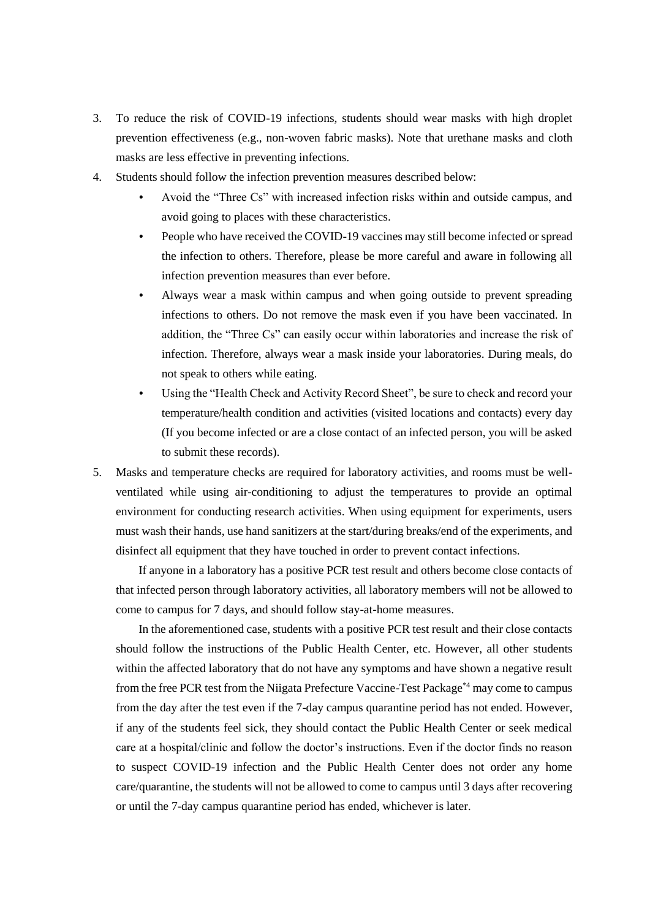3. To reduce the risk of COVID-19 infections, students should wear masks with high droplet prevention effectiveness (e.g., non-woven fabric masks). Note that urethane masks and cloth masks are less effective in preventing infections.
4. Students should follow the infection prevention measures described below:
   - Avoid the "Three Cs" with increased infection risks within and outside campus, and avoid going to places with these characteristics.
   - People who have received the COVID-19 vaccines may still become infected or spread the infection to others. Therefore, please be more careful and aware in following all infection prevention measures than ever before.
   - Always wear a mask within campus and when going outside to prevent spreading infections to others. Do not remove the mask even if you have been vaccinated. In addition, the "Three Cs" can easily occur within laboratories and increase the risk of infection. Therefore, always wear a mask inside your laboratories. During meals, do not speak to others while eating.
   - Using the "Health Check and Activity Record Sheet", be sure to check and record your temperature/health condition and activities (visited locations and contacts) every day (If you become infected or are a close contact of an infected person, you will be asked to submit these records).
5. Masks and temperature checks are required for laboratory activities, and rooms must be well-ventilated while using air-conditioning to adjust the temperatures to provide an optimal environment for conducting research activities. When using equipment for experiments, users must wash their hands, use hand sanitizers at the start/during breaks/end of the experiments, and disinfect all equipment that they have touched in order to prevent contact infections.

   If anyone in a laboratory has a positive PCR test result and others become close contacts of that infected person through laboratory activities, all laboratory members will not be allowed to come to campus for 7 days, and should follow stay-at-home measures.

   In the aforementioned case, students with a positive PCR test result and their close contacts should follow the instructions of the Public Health Center, etc. However, all other students within the affected laboratory that do not have any symptoms and have shown a negative result from the free PCR test from the Niigata Prefecture Vaccine-Test Package[*4] may come to campus from the day after the test even if the 7-day campus quarantine period has not ended. However, if any of the students feel sick, they should contact the Public Health Center or seek medical care at a hospital/clinic and follow the doctor's instructions. Even if the doctor finds no reason to suspect COVID-19 infection and the Public Health Center does not order any home care/quarantine, the students will not be allowed to come to campus until 3 days after recovering or until the 7-day campus quarantine period has ended, whichever is later.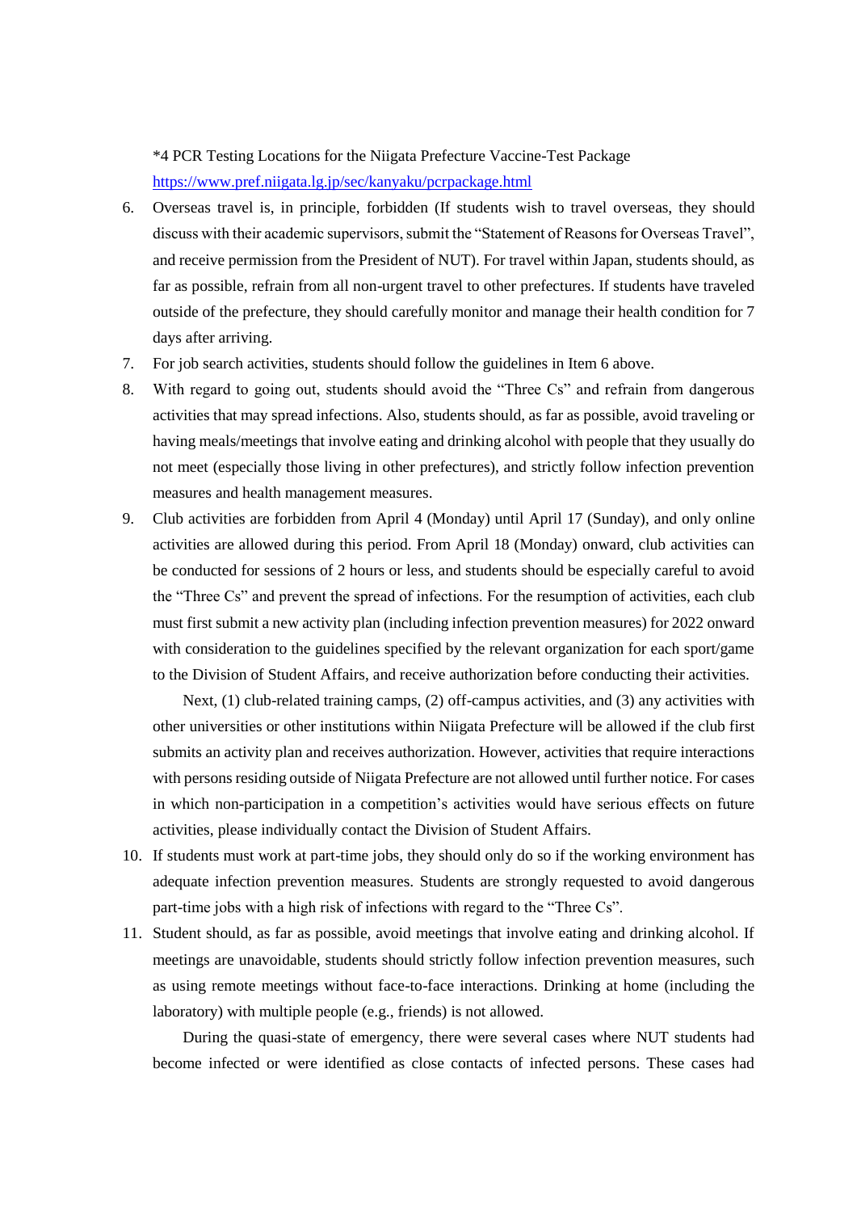*4 PCR Testing Locations for the Niigata Prefecture Vaccine-Test Package
https://www.pref.niigata.lg.jp/sec/kanyaku/pcrpackage.html

6. Overseas travel is, in principle, forbidden (If students wish to travel overseas, they should discuss with their academic supervisors, submit the "Statement of Reasons for Overseas Travel", and receive permission from the President of NUT). For travel within Japan, students should, as far as possible, refrain from all non-urgent travel to other prefectures. If students have traveled outside of the prefecture, they should carefully monitor and manage their health condition for 7 days after arriving.
7. For job search activities, students should follow the guidelines in Item 6 above.
8. With regard to going out, students should avoid the "Three Cs" and refrain from dangerous activities that may spread infections. Also, students should, as far as possible, avoid traveling or having meals/meetings that involve eating and drinking alcohol with people that they usually do not meet (especially those living in other prefectures), and strictly follow infection prevention measures and health management measures.
9. Club activities are forbidden from April 4 (Monday) until April 17 (Sunday), and only online activities are allowed during this period. From April 18 (Monday) onward, club activities can be conducted for sessions of 2 hours or less, and students should be especially careful to avoid the "Three Cs" and prevent the spread of infections. For the resumption of activities, each club must first submit a new activity plan (including infection prevention measures) for 2022 onward with consideration to the guidelines specified by the relevant organization for each sport/game to the Division of Student Affairs, and receive authorization before conducting their activities.

   Next, (1) club-related training camps, (2) off-campus activities, and (3) any activities with other universities or other institutions within Niigata Prefecture will be allowed if the club first submits an activity plan and receives authorization. However, activities that require interactions with persons residing outside of Niigata Prefecture are not allowed until further notice. For cases in which non-participation in a competition's activities would have serious effects on future activities, please individually contact the Division of Student Affairs.
10. If students must work at part-time jobs, they should only do so if the working environment has adequate infection prevention measures. Students are strongly requested to avoid dangerous part-time jobs with a high risk of infections with regard to the "Three Cs".
11. Student should, as far as possible, avoid meetings that involve eating and drinking alcohol. If meetings are unavoidable, students should strictly follow infection prevention measures, such as using remote meetings without face-to-face interactions. Drinking at home (including the laboratory) with multiple people (e.g., friends) is not allowed.

   During the quasi-state of emergency, there were several cases where NUT students had become infected or were identified as close contacts of infected persons. These cases had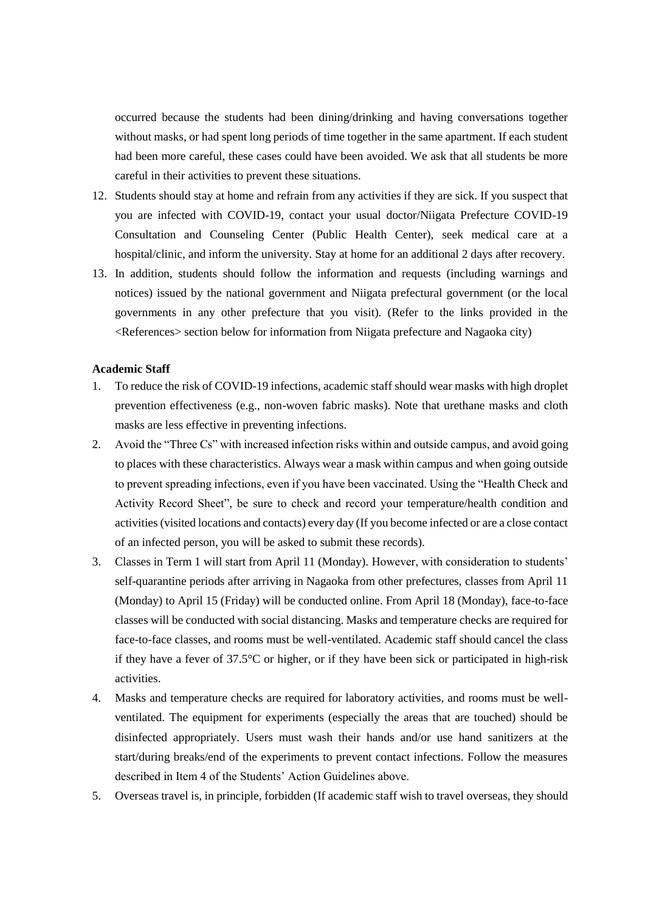occurred because the students had been dining/drinking and having conversations together without masks, or had spent long periods of time together in the same apartment. If each student had been more careful, these cases could have been avoided. We ask that all students be more careful in their activities to prevent these situations.

12. Students should stay at home and refrain from any activities if they are sick. If you suspect that you are infected with COVID-19, contact your usual doctor/Niigata Prefecture COVID-19 Consultation and Counseling Center (Public Health Center), seek medical care at a hospital/clinic, and inform the university. Stay at home for an additional 2 days after recovery.
13. In addition, students should follow the information and requests (including warnings and notices) issued by the national government and Niigata prefectural government (or the local governments in any other prefecture that you visit). (Refer to the links provided in the <References> section below for information from Niigata prefecture and Nagaoka city)

**Academic Staff**

1. To reduce the risk of COVID-19 infections, academic staff should wear masks with high droplet prevention effectiveness (e.g., non-woven fabric masks). Note that urethane masks and cloth masks are less effective in preventing infections.
2. Avoid the "Three Cs" with increased infection risks within and outside campus, and avoid going to places with these characteristics. Always wear a mask within campus and when going outside to prevent spreading infections, even if you have been vaccinated. Using the "Health Check and Activity Record Sheet", be sure to check and record your temperature/health condition and activities (visited locations and contacts) every day (If you become infected or are a close contact of an infected person, you will be asked to submit these records).
3. Classes in Term 1 will start from April 11 (Monday). However, with consideration to students' self-quarantine periods after arriving in Nagaoka from other prefectures, classes from April 11 (Monday) to April 15 (Friday) will be conducted online. From April 18 (Monday), face-to-face classes will be conducted with social distancing. Masks and temperature checks are required for face-to-face classes, and rooms must be well-ventilated. Academic staff should cancel the class if they have a fever of 37.5°C or higher, or if they have been sick or participated in high-risk activities.
4. Masks and temperature checks are required for laboratory activities, and rooms must be well-ventilated. The equipment for experiments (especially the areas that are touched) should be disinfected appropriately. Users must wash their hands and/or use hand sanitizers at the start/during breaks/end of the experiments to prevent contact infections. Follow the measures described in Item 4 of the Students' Action Guidelines above.
5. Overseas travel is, in principle, forbidden (If academic staff wish to travel overseas, they should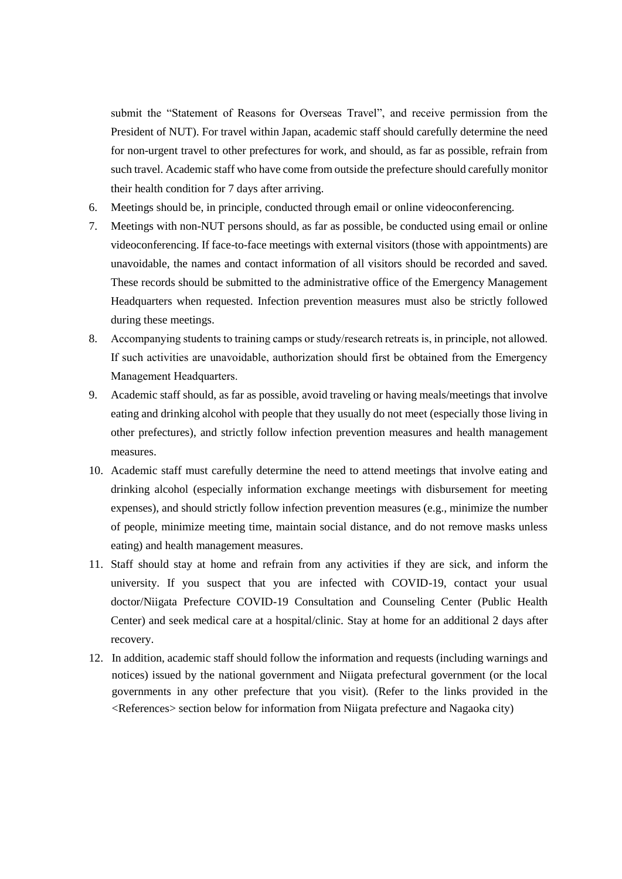submit the “Statement of Reasons for Overseas Travel”, and receive permission from the President of NUT). For travel within Japan, academic staff should carefully determine the need for non-urgent travel to other prefectures for work, and should, as far as possible, refrain from such travel. Academic staff who have come from outside the prefecture should carefully monitor their health condition for 7 days after arriving.

6. Meetings should be, in principle, conducted through email or online videoconferencing.
7. Meetings with non-NUT persons should, as far as possible, be conducted using email or online videoconferencing. If face-to-face meetings with external visitors (those with appointments) are unavoidable, the names and contact information of all visitors should be recorded and saved. These records should be submitted to the administrative office of the Emergency Management Headquarters when requested. Infection prevention measures must also be strictly followed during these meetings.
8. Accompanying students to training camps or study/research retreats is, in principle, not allowed. If such activities are unavoidable, authorization should first be obtained from the Emergency Management Headquarters.
9. Academic staff should, as far as possible, avoid traveling or having meals/meetings that involve eating and drinking alcohol with people that they usually do not meet (especially those living in other prefectures), and strictly follow infection prevention measures and health management measures.
10. Academic staff must carefully determine the need to attend meetings that involve eating and drinking alcohol (especially information exchange meetings with disbursement for meeting expenses), and should strictly follow infection prevention measures (e.g., minimize the number of people, minimize meeting time, maintain social distance, and do not remove masks unless eating) and health management measures.
11. Staff should stay at home and refrain from any activities if they are sick, and inform the university. If you suspect that you are infected with COVID-19, contact your usual doctor/Niigata Prefecture COVID-19 Consultation and Counseling Center (Public Health Center) and seek medical care at a hospital/clinic. Stay at home for an additional 2 days after recovery.
12. In addition, academic staff should follow the information and requests (including warnings and notices) issued by the national government and Niigata prefectural government (or the local governments in any other prefecture that you visit). (Refer to the links provided in the <References> section below for information from Niigata prefecture and Nagaoka city)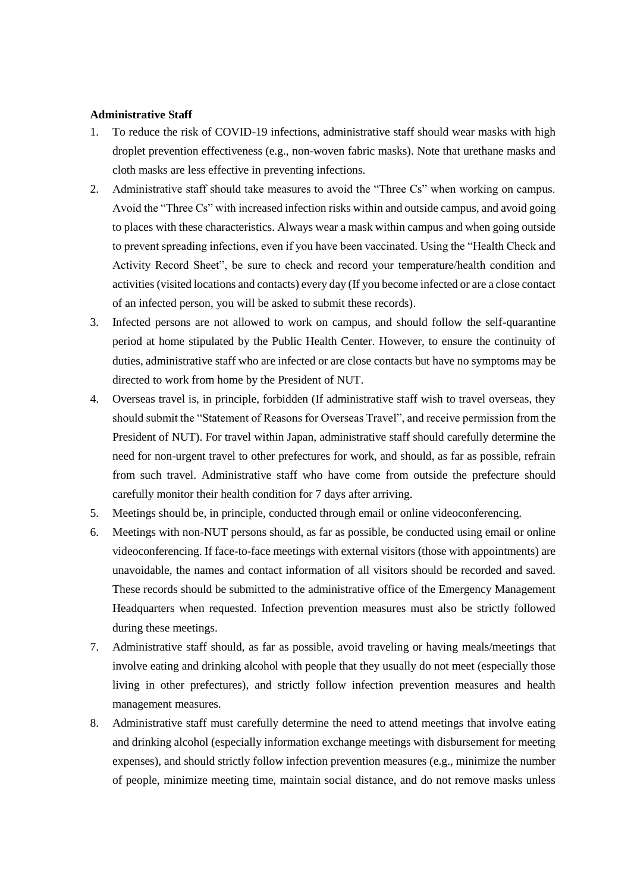**Administrative Staff**

1. To reduce the risk of COVID-19 infections, administrative staff should wear masks with high droplet prevention effectiveness (e.g., non-woven fabric masks). Note that urethane masks and cloth masks are less effective in preventing infections.
2. Administrative staff should take measures to avoid the "Three Cs" when working on campus. Avoid the "Three Cs" with increased infection risks within and outside campus, and avoid going to places with these characteristics. Always wear a mask within campus and when going outside to prevent spreading infections, even if you have been vaccinated. Using the "Health Check and Activity Record Sheet", be sure to check and record your temperature/health condition and activities (visited locations and contacts) every day (If you become infected or are a close contact of an infected person, you will be asked to submit these records).
3. Infected persons are not allowed to work on campus, and should follow the self-quarantine period at home stipulated by the Public Health Center. However, to ensure the continuity of duties, administrative staff who are infected or are close contacts but have no symptoms may be directed to work from home by the President of NUT.
4. Overseas travel is, in principle, forbidden (If administrative staff wish to travel overseas, they should submit the "Statement of Reasons for Overseas Travel", and receive permission from the President of NUT). For travel within Japan, administrative staff should carefully determine the need for non-urgent travel to other prefectures for work, and should, as far as possible, refrain from such travel. Administrative staff who have come from outside the prefecture should carefully monitor their health condition for 7 days after arriving.
5. Meetings should be, in principle, conducted through email or online videoconferencing.
6. Meetings with non-NUT persons should, as far as possible, be conducted using email or online videoconferencing. If face-to-face meetings with external visitors (those with appointments) are unavoidable, the names and contact information of all visitors should be recorded and saved. These records should be submitted to the administrative office of the Emergency Management Headquarters when requested. Infection prevention measures must also be strictly followed during these meetings.
7. Administrative staff should, as far as possible, avoid traveling or having meals/meetings that involve eating and drinking alcohol with people that they usually do not meet (especially those living in other prefectures), and strictly follow infection prevention measures and health management measures.
8. Administrative staff must carefully determine the need to attend meetings that involve eating and drinking alcohol (especially information exchange meetings with disbursement for meeting expenses), and should strictly follow infection prevention measures (e.g., minimize the number of people, minimize meeting time, maintain social distance, and do not remove masks unless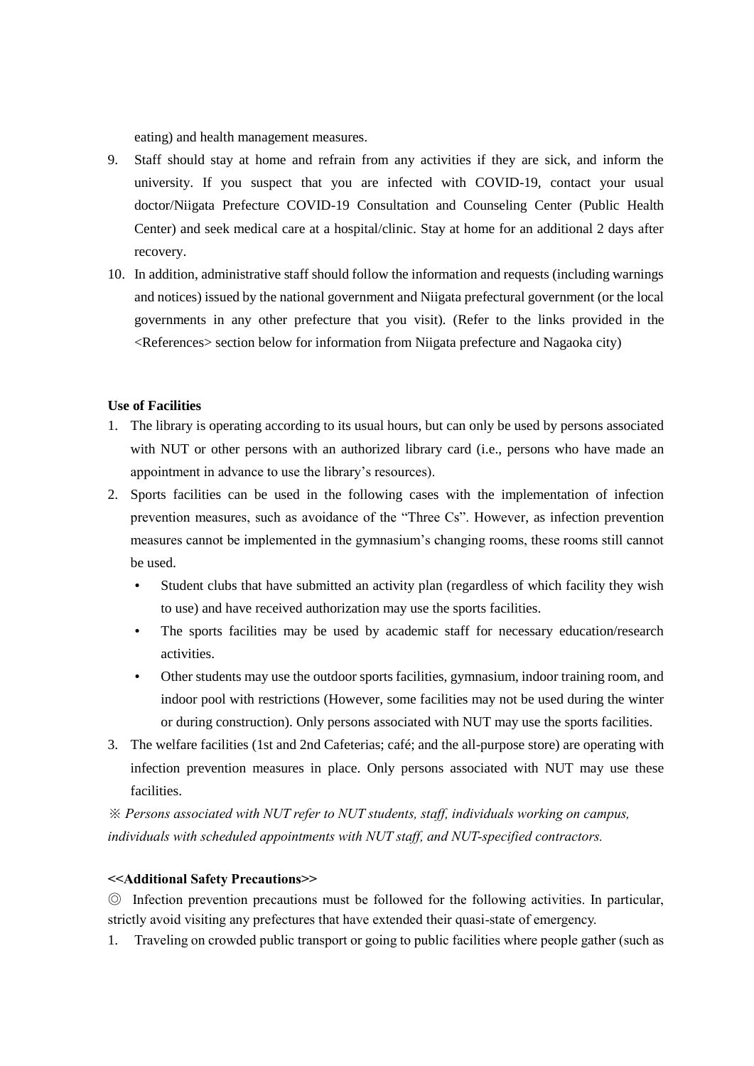eating) and health management measures.

9. Staff should stay at home and refrain from any activities if they are sick, and inform the university. If you suspect that you are infected with COVID-19, contact your usual doctor/Niigata Prefecture COVID-19 Consultation and Counseling Center (Public Health Center) and seek medical care at a hospital/clinic. Stay at home for an additional 2 days after recovery.
10. In addition, administrative staff should follow the information and requests (including warnings and notices) issued by the national government and Niigata prefectural government (or the local governments in any other prefecture that you visit). (Refer to the links provided in the <References> section below for information from Niigata prefecture and Nagaoka city)

**Use of Facilities**

1. The library is operating according to its usual hours, but can only be used by persons associated with NUT or other persons with an authorized library card (i.e., persons who have made an appointment in advance to use the library's resources).
2. Sports facilities can be used in the following cases with the implementation of infection prevention measures, such as avoidance of the "Three Cs". However, as infection prevention measures cannot be implemented in the gymnasium's changing rooms, these rooms still cannot be used.
   - Student clubs that have submitted an activity plan (regardless of which facility they wish to use) and have received authorization may use the sports facilities.
   - The sports facilities may be used by academic staff for necessary education/research activities.
   - Other students may use the outdoor sports facilities, gymnasium, indoor training room, and indoor pool with restrictions (However, some facilities may not be used during the winter or during construction). Only persons associated with NUT may use the sports facilities.
3. The welfare facilities (1st and 2nd Cafeterias; café; and the all-purpose store) are operating with infection prevention measures in place. Only persons associated with NUT may use these facilities.

※ *Persons associated with NUT refer to NUT students, staff, individuals working on campus, individuals with scheduled appointments with NUT staff, and NUT-specified contractors.*

**<<Additional Safety Precautions>>**

◎ Infection prevention precautions must be followed for the following activities. In particular, strictly avoid visiting any prefectures that have extended their quasi-state of emergency.

1. Traveling on crowded public transport or going to public facilities where people gather (such as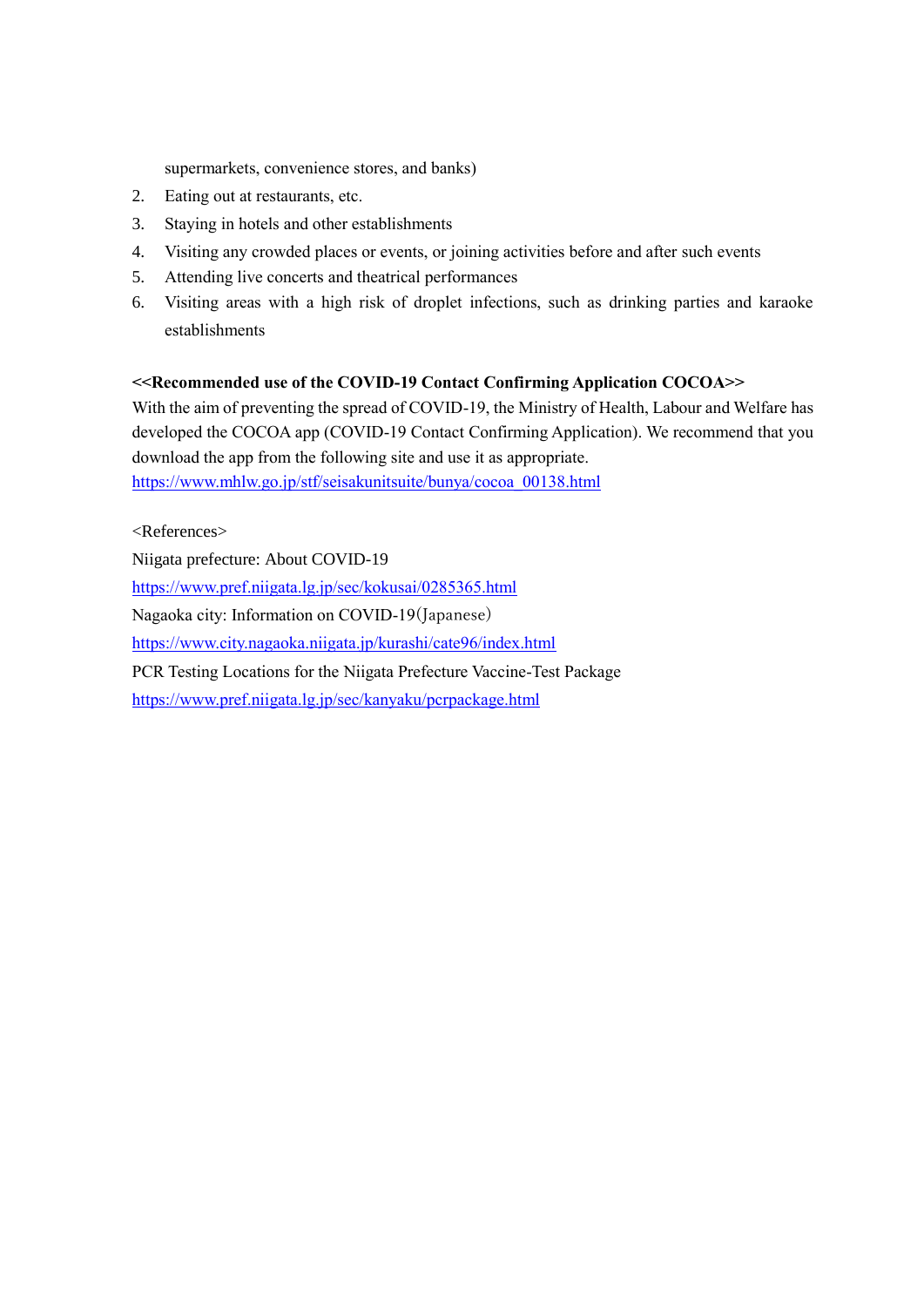supermarkets, convenience stores, and banks)

2. Eating out at restaurants, etc.
3. Staying in hotels and other establishments
4. Visiting any crowded places or events, or joining activities before and after such events
5. Attending live concerts and theatrical performances
6. Visiting areas with a high risk of droplet infections, such as drinking parties and karaoke establishments

**<<Recommended use of the COVID-19 Contact Confirming Application COCOA>>**

With the aim of preventing the spread of COVID-19, the Ministry of Health, Labour and Welfare has developed the COCOA app (COVID-19 Contact Confirming Application). We recommend that you download the app from the following site and use it as appropriate.

https://www.mhlw.go.jp/stf/seisakunitsuite/bunya/cocoa_00138.html

<References>

Niigata prefecture: About COVID-19

https://www.pref.niigata.lg.jp/sec/kokusai/0285365.html

Nagaoka city: Information on COVID-19(Japanese)

https://www.city.nagaoka.niigata.jp/kurashi/cate96/index.html

PCR Testing Locations for the Niigata Prefecture Vaccine-Test Package

https://www.pref.niigata.lg.jp/sec/kanyaku/pcrpackage.html